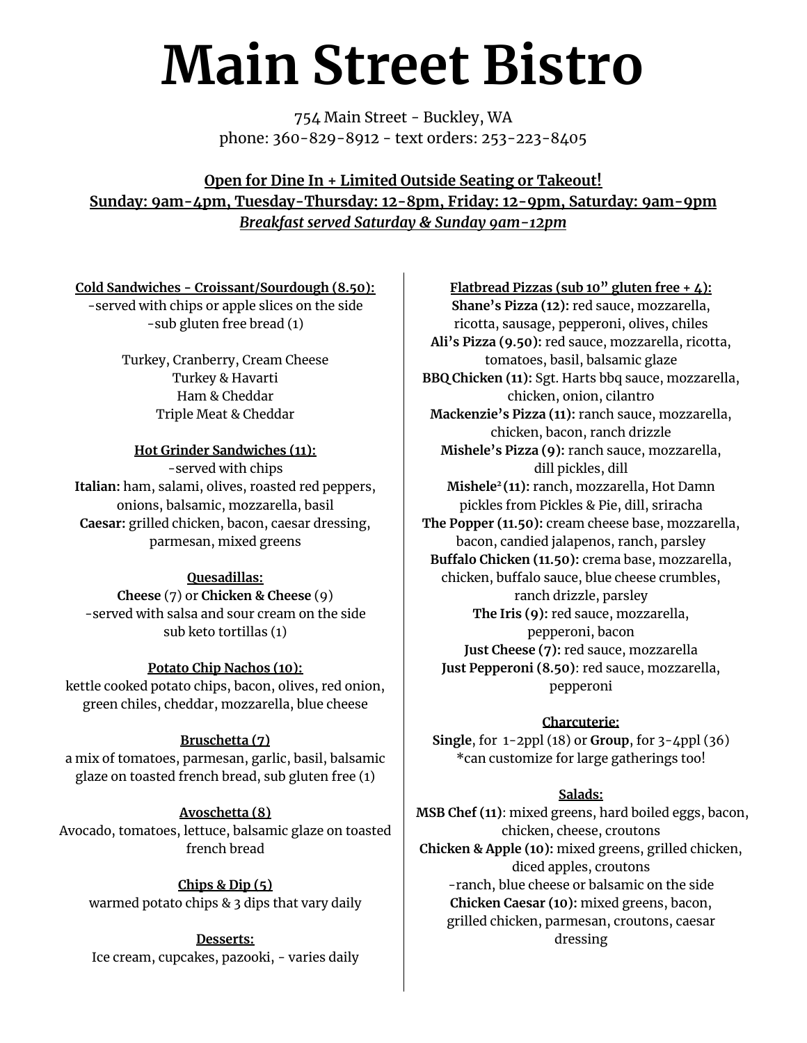# Main Street Bistro

754 Main Street - Buckley, WA
phone: 360-829-8912 - text orders: 253-223-8405

**Open for Dine In + Limited Outside Seating or Takeout!**
**Sunday: 9am-4pm, Tuesday-Thursday: 12-8pm, Friday: 12-9pm, Saturday: 9am-9pm**
***Breakfast served Saturday & Sunday 9am-12pm***

**Cold Sandwiches - Croissant/Sourdough (8.50):**
-served with chips or apple slices on the side
-sub gluten free bread (1)

Turkey, Cranberry, Cream Cheese
Turkey & Havarti
Ham & Cheddar
Triple Meat & Cheddar

**Hot Grinder Sandwiches (11):**
-served with chips
**Italian:** ham, salami, olives, roasted red peppers, onions, balsamic, mozzarella, basil
**Caesar:** grilled chicken, bacon, caesar dressing, parmesan, mixed greens

**Quesadillas:**
**Cheese** (7) or **Chicken & Cheese** (9)
-served with salsa and sour cream on the side
sub keto tortillas (1)

**Potato Chip Nachos (10):**
kettle cooked potato chips, bacon, olives, red onion, green chiles, cheddar, mozzarella, blue cheese

**Bruschetta (7)**
a mix of tomatoes, parmesan, garlic, basil, balsamic glaze on toasted french bread, sub gluten free (1)

**Avoschetta (8)**
Avocado, tomatoes, lettuce, balsamic glaze on toasted french bread

**Chips & Dip (5)**
warmed potato chips & 3 dips that vary daily

**Desserts:**
Ice cream, cupcakes, pazooki, - varies daily

**Flatbread Pizzas (sub 10" gluten free + 4):**
**Shane's Pizza (12):** red sauce, mozzarella, ricotta, sausage, pepperoni, olives, chiles
**Ali's Pizza (9.50):** red sauce, mozzarella, ricotta, tomatoes, basil, balsamic glaze
**BBQ Chicken (11):** Sgt. Harts bbq sauce, mozzarella, chicken, onion, cilantro
**Mackenzie's Pizza (11):** ranch sauce, mozzarella, chicken, bacon, ranch drizzle
**Mishele's Pizza (9):** ranch sauce, mozzarella, dill pickles, dill
**Mishele$^2$ (11):** ranch, mozzarella, Hot Damn pickles from Pickles & Pie, dill, sriracha
**The Popper (11.50):** cream cheese base, mozzarella, bacon, candied jalapenos, ranch, parsley
**Buffalo Chicken (11.50):** crema base, mozzarella, chicken, buffalo sauce, blue cheese crumbles, ranch drizzle, parsley
**The Iris (9):** red sauce, mozzarella, pepperoni, bacon
**Just Cheese (7):** red sauce, mozzarella
**Just Pepperoni (8.50)**: red sauce, mozzarella, pepperoni

**Charcuterie:**
**Single**, for 1-2ppl (18) or **Group**, for 3-4ppl (36)
*can customize for large gatherings too!

**Salads:**
**MSB Chef (11)**: mixed greens, hard boiled eggs, bacon, chicken, cheese, croutons
**Chicken & Apple (10):** mixed greens, grilled chicken, diced apples, croutons
-ranch, blue cheese or balsamic on the side
**Chicken Caesar (10):** mixed greens, bacon, grilled chicken, parmesan, croutons, caesar dressing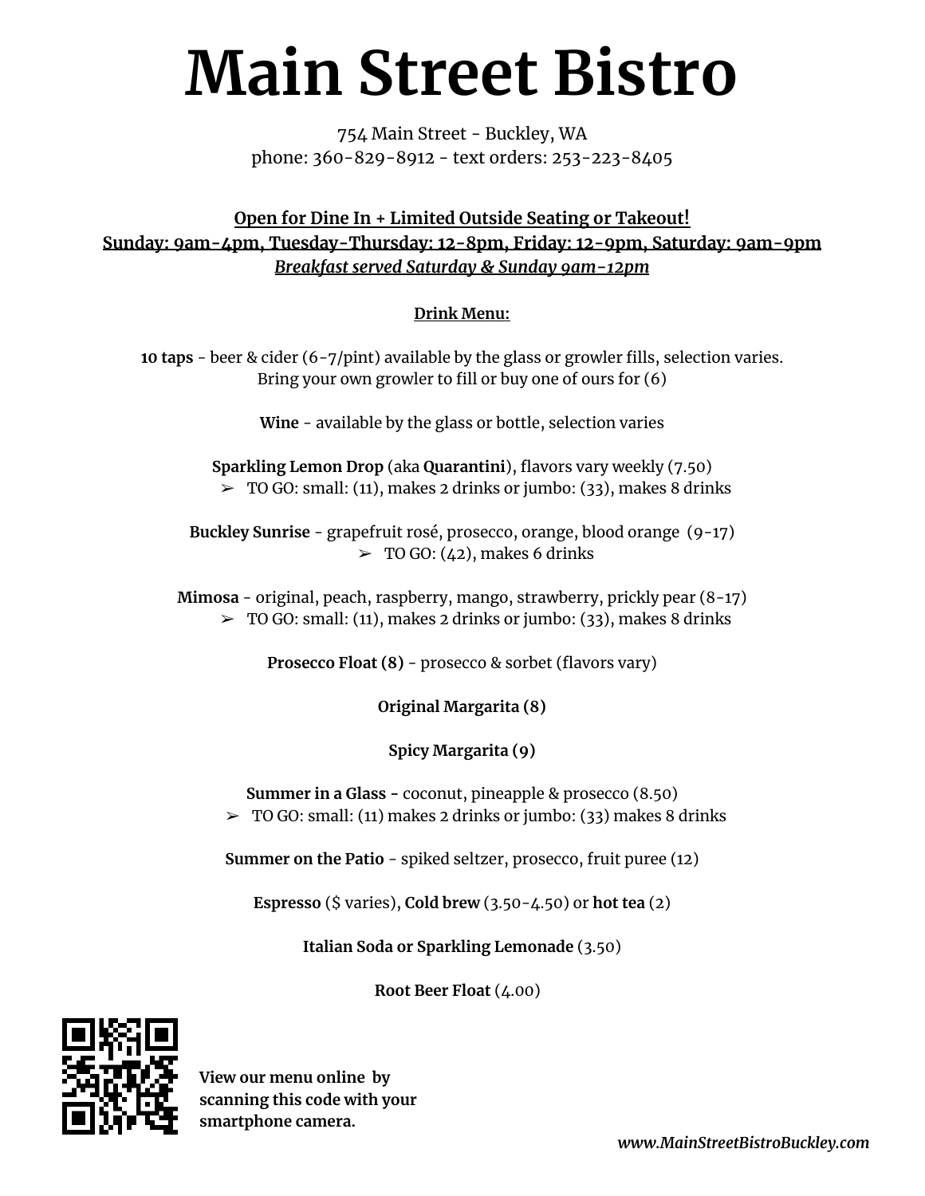# Main Street Bistro

754 Main Street - Buckley, WA
phone: 360-829-8912 - text orders: 253-223-8405

**Open for Dine In + Limited Outside Seating or Takeout!**
**Sunday: 9am-4pm, Tuesday-Thursday: 12-8pm, Friday: 12-9pm, Saturday: 9am-9pm**
***Breakfast served Saturday & Sunday 9am-12pm***

## Drink Menu:

**10 taps** - beer & cider (6-7/pint) available by the glass or growler fills, selection varies. Bring your own growler to fill or buy one of ours for (6)

**Wine** - available by the glass or bottle, selection varies

**Sparkling Lemon Drop** (aka **Quarantini**), flavors vary weekly (7.50)
- TO GO: small: (11), makes 2 drinks or jumbo: (33), makes 8 drinks

**Buckley Sunrise** - grapefruit rosé, prosecco, orange, blood orange (9-17)
- TO GO: (42), makes 6 drinks

**Mimosa** - original, peach, raspberry, mango, strawberry, prickly pear (8-17)
- TO GO: small: (11), makes 2 drinks or jumbo: (33), makes 8 drinks

**Prosecco Float (8)** - prosecco & sorbet (flavors vary)

**Original Margarita (8)**

**Spicy Margarita (9)**

**Summer in a Glass -** coconut, pineapple & prosecco (8.50)
- TO GO: small: (11) makes 2 drinks or jumbo: (33) makes 8 drinks

**Summer on the Patio** - spiked seltzer, prosecco, fruit puree (12)

**Espresso** ($ varies), **Cold brew** (3.50-4.50) or **hot tea** (2)

**Italian Soda or Sparkling Lemonade** (3.50)

**Root Beer Float** (4.00)

**View our menu online by scanning this code with your smartphone camera.**

*www.MainStreetBistroBuckley.com*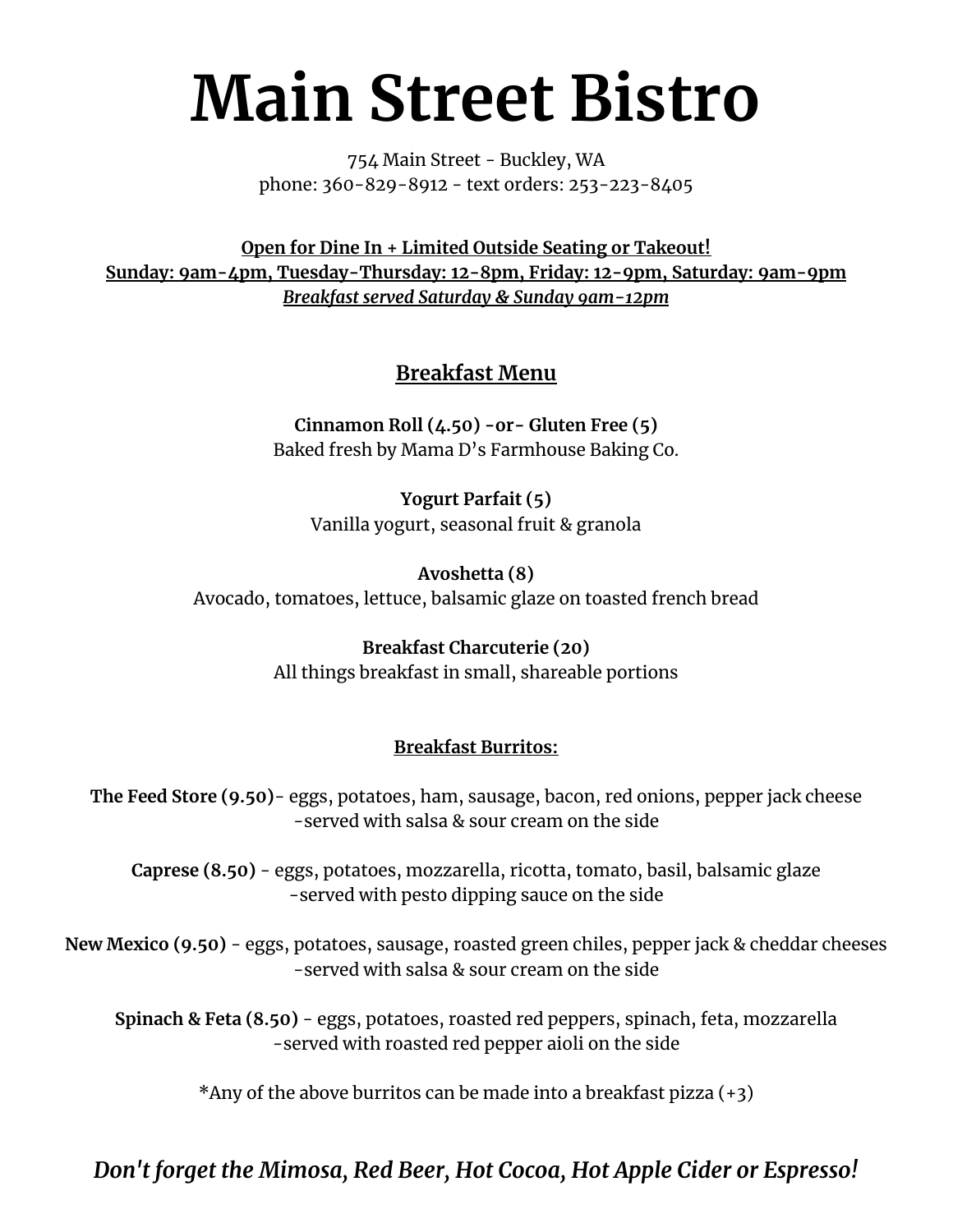# Main Street Bistro

754 Main Street - Buckley, WA
phone: 360-829-8912 - text orders: 253-223-8405

**Open for Dine In + Limited Outside Seating or Takeout!**
**Sunday: 9am-4pm, Tuesday-Thursday: 12-8pm, Friday: 12-9pm, Saturday: 9am-9pm**
***Breakfast served Saturday & Sunday 9am-12pm***

## Breakfast Menu

**Cinnamon Roll (4.50) -or- Gluten Free (5)**
Baked fresh by Mama D's Farmhouse Baking Co.

**Yogurt Parfait (5)**
Vanilla yogurt, seasonal fruit & granola

**Avoshetta (8)**
Avocado, tomatoes, lettuce, balsamic glaze on toasted french bread

**Breakfast Charcuterie (20)**
All things breakfast in small, shareable portions

### Breakfast Burritos:

**The Feed Store (9.50)**- eggs, potatoes, ham, sausage, bacon, red onions, pepper jack cheese
-served with salsa & sour cream on the side

**Caprese (8.50)** - eggs, potatoes, mozzarella, ricotta, tomato, basil, balsamic glaze
-served with pesto dipping sauce on the side

**New Mexico (9.50)** - eggs, potatoes, sausage, roasted green chiles, pepper jack & cheddar cheeses
-served with salsa & sour cream on the side

**Spinach & Feta (8.50)** - eggs, potatoes, roasted red peppers, spinach, feta, mozzarella
-served with roasted red pepper aioli on the side

*Any of the above burritos can be made into a breakfast pizza (+3)

***Don't forget the Mimosa, Red Beer, Hot Cocoa, Hot Apple Cider or Espresso!***